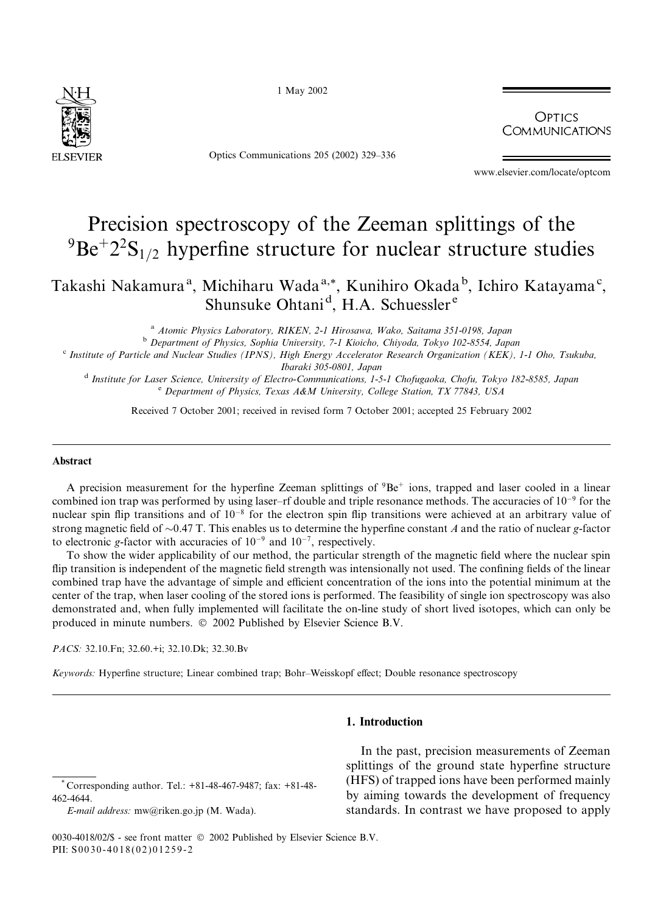# Precision spectroscopy of the Zeeman splittings of the $^9Be^+ 2^2S_{1/2}$ hyperfine structure for nuclear structure studies

Takashi Nakamura [a], Michiharu Wada [a,*], Kunihiro Okada [b], Ichiro Katayama [c], Shunsuke Ohtani [d], H.A. Schuessler [e]

[a] Atomic Physics Laboratory, RIKEN, 2-1 Hirosawa, Wako, Saitama 351-0198, Japan

[b] Department of Physics, Sophia University, 7-1 Kioicho, Chiyoda, Tokyo 102-8554, Japan

[c] Institute of Particle and Nuclear Studies (IPNS), High Energy Accelerator Research Organization (KEK), 1-1 Oho, Tsukuba, Ibaraki 305-0801, Japan

[d] Institute for Laser Science, University of Electro-Communications, 1-5-1 Chofugaoka, Chofu, Tokyo 182-8585, Japan

[e] Department of Physics, Texas A&M University, College Station, TX 77843, USA

Received 7 October 2001; received in revised form 7 October 2001; accepted 25 February 2002

## Abstract

A precision measurement for the hyperfine Zeeman splittings of $^9Be^+$ ions, trapped and laser cooled in a linear combined ion trap was performed by using laser–rf double and triple resonance methods. The accuracies of $10^{-9}$ for the nuclear spin flip transitions and of $10^{-8}$ for the electron spin flip transitions were achieved at an arbitrary value of strong magnetic field of ∼0.47 T. This enables us to determine the hyperfine constant $A$ and the ratio of nuclear $g$-factor to electronic $g$-factor with accuracies of $10^{-9}$ and $10^{-7}$, respectively.

To show the wider applicability of our method, the particular strength of the magnetic field where the nuclear spin flip transition is independent of the magnetic field strength was intensionally not used. The confining fields of the linear combined trap have the advantage of simple and efficient concentration of the ions into the potential minimum at the center of the trap, when laser cooling of the stored ions is performed. The feasibility of single ion spectroscopy was also demonstrated and, when fully implemented will facilitate the on-line study of short lived isotopes, which can only be produced in minute numbers. © 2002 Published by Elsevier Science B.V.

*PACS:* 32.10.Fn; 32.60.+i; 32.10.Dk; 32.30.Bv

*Keywords:* Hyperfine structure; Linear combined trap; Bohr–Weisskopf effect; Double resonance spectroscopy

## 1. Introduction

In the past, precision measurements of Zeeman splittings of the ground state hyperfine structure (HFS) of trapped ions have been performed mainly by aiming towards the development of frequency standards. In contrast we have proposed to apply

\* Corresponding author. Tel.: +81-48-467-9487; fax: +81-48-462-4644.
*E-mail address:* mw@riken.go.jp (M. Wada).

0030-4018/02/$ - see front matter © 2002 Published by Elsevier Science B.V.
PII: S0030-4018(02)01259-2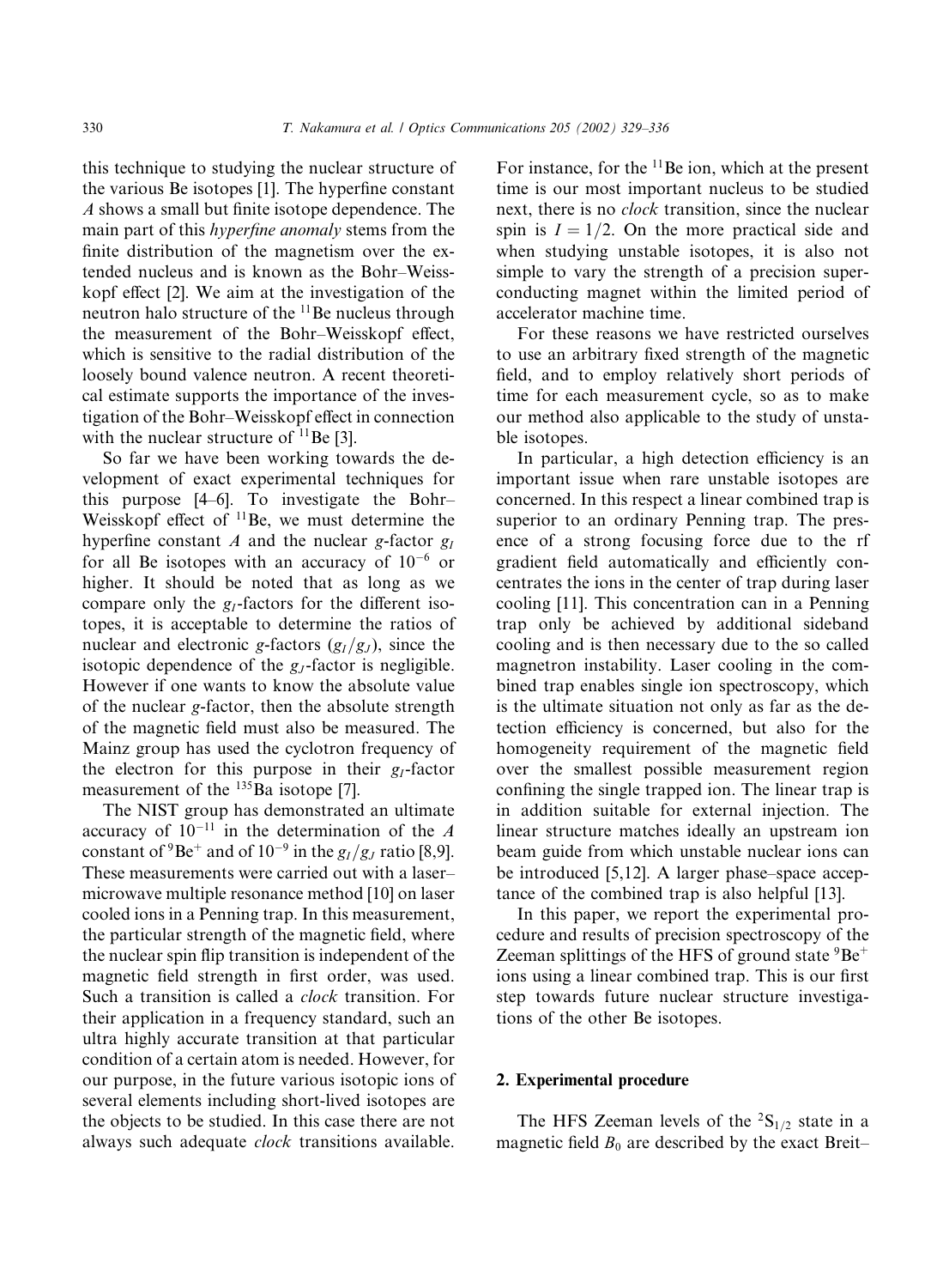this technique to studying the nuclear structure of the various Be isotopes [1]. The hyperfine constant $A$ shows a small but finite isotope dependence. The main part of this *hyperfine anomaly* stems from the finite distribution of the magnetism over the extended nucleus and is known as the Bohr–Weisskopf effect [2]. We aim at the investigation of the neutron halo structure of the $^{11}$Be nucleus through the measurement of the Bohr–Weisskopf effect, which is sensitive to the radial distribution of the loosely bound valence neutron. A recent theoretical estimate supports the importance of the investigation of the Bohr–Weisskopf effect in connection with the nuclear structure of $^{11}$Be [3].

So far we have been working towards the development of exact experimental techniques for this purpose [4–6]. To investigate the Bohr–Weisskopf effect of $^{11}$Be, we must determine the hyperfine constant $A$ and the nuclear $g$-factor $g_I$ for all Be isotopes with an accuracy of $10^{-6}$ or higher. It should be noted that as long as we compare only the $g_I$-factors for the different isotopes, it is acceptable to determine the ratios of nuclear and electronic $g$-factors ($g_I/g_J$), since the isotopic dependence of the $g_J$-factor is negligible. However if one wants to know the absolute value of the nuclear $g$-factor, then the absolute strength of the magnetic field must also be measured. The Mainz group has used the cyclotron frequency of the electron for this purpose in their $g_I$-factor measurement of the $^{135}$Ba isotope [7].

The NIST group has demonstrated an ultimate accuracy of $10^{-11}$ in the determination of the $A$ constant of $^{9}$Be$^{+}$ and of $10^{-9}$ in the $g_I/g_J$ ratio [8,9]. These measurements were carried out with a laser–microwave multiple resonance method [10] on laser cooled ions in a Penning trap. In this measurement, the particular strength of the magnetic field, where the nuclear spin flip transition is independent of the magnetic field strength in first order, was used. Such a transition is called a *clock* transition. For their application in a frequency standard, such an ultra highly accurate transition at that particular condition of a certain atom is needed. However, for our purpose, in the future various isotopic ions of several elements including short-lived isotopes are the objects to be studied. In this case there are not always such adequate *clock* transitions available. For instance, for the $^{11}$Be ion, which at the present time is our most important nucleus to be studied next, there is no *clock* transition, since the nuclear spin is $I = 1/2$. On the more practical side and when studying unstable isotopes, it is also not simple to vary the strength of a precision superconducting magnet within the limited period of accelerator machine time.

For these reasons we have restricted ourselves to use an arbitrary fixed strength of the magnetic field, and to employ relatively short periods of time for each measurement cycle, so as to make our method also applicable to the study of unstable isotopes.

In particular, a high detection efficiency is an important issue when rare unstable isotopes are concerned. In this respect a linear combined trap is superior to an ordinary Penning trap. The presence of a strong focusing force due to the rf gradient field automatically and efficiently concentrates the ions in the center of trap during laser cooling [11]. This concentration can in a Penning trap only be achieved by additional sideband cooling and is then necessary due to the so called magnetron instability. Laser cooling in the combined trap enables single ion spectroscopy, which is the ultimate situation not only as far as the detection efficiency is concerned, but also for the homogeneity requirement of the magnetic field over the smallest possible measurement region confining the single trapped ion. The linear trap is in addition suitable for external injection. The linear structure matches ideally an upstream ion beam guide from which unstable nuclear ions can be introduced [5,12]. A larger phase–space acceptance of the combined trap is also helpful [13].

In this paper, we report the experimental procedure and results of precision spectroscopy of the Zeeman splittings of the HFS of ground state $^{9}$Be$^{+}$ ions using a linear combined trap. This is our first step towards future nuclear structure investigations of the other Be isotopes.

## 2. Experimental procedure

The HFS Zeeman levels of the $^{2}S_{1/2}$ state in a magnetic field $B_0$ are described by the exact Breit–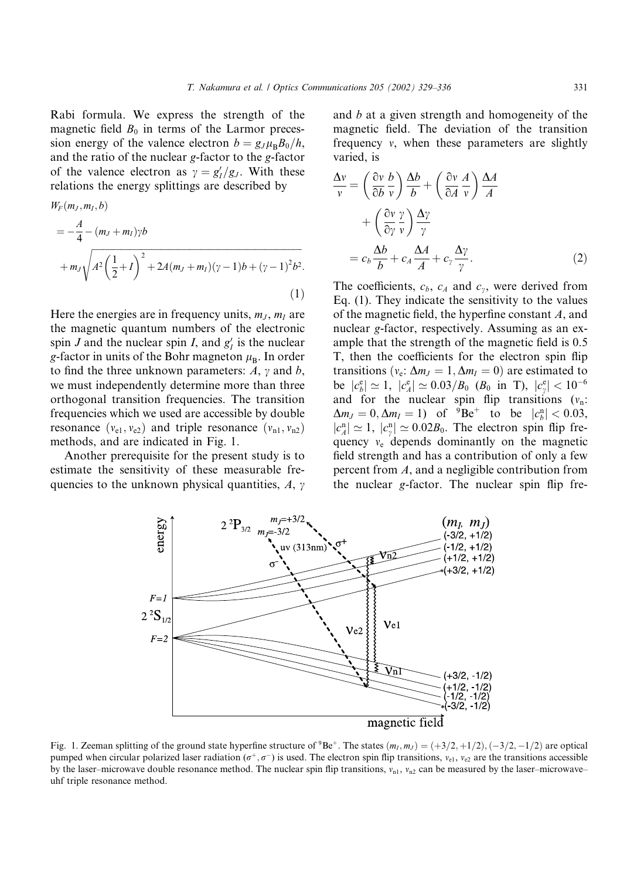Rabi formula. We express the strength of the magnetic field $B_0$ in terms of the Larmor precession energy of the valence electron $b = g_J \mu_B B_0 / h$, and the ratio of the nuclear $g$-factor to the $g$-factor of the valence electron as $\gamma = g_I'/g_J$. With these relations the energy splittings are described by

$$
\begin{aligned}
& W_F(m_J, m_I, b) \\
& = -\frac{A}{4} - (m_J + m_I)\gamma b \\
& \quad + m_J \sqrt{A^2 \left(\frac{1}{2} + I\right)^2 + 2A(m_J + m_I)(\gamma - 1)b + (\gamma - 1)^2 b^2}.
\end{aligned}
\tag{1}
$$

Here the energies are in frequency units, $m_J$, $m_I$ are the magnetic quantum numbers of the electronic spin $J$ and the nuclear spin $I$, and $g_I'$ is the nuclear $g$-factor in units of the Bohr magneton $\mu_B$. In order to find the three unknown parameters: $A$, $\gamma$ and $b$, we must independently determine more than three orthogonal transition frequencies. The transition frequencies which we used are accessible by double resonance ($\nu_{e1}, \nu_{e2}$) and triple resonance ($\nu_{n1}, \nu_{n2}$) methods, and are indicated in Fig. 1.

Another prerequisite for the present study is to estimate the sensitivity of these measurable frequencies to the unknown physical quantities, $A$, $\gamma$ and $b$ at a given strength and homogeneity of the magnetic field. The deviation of the transition frequency $\nu$, when these parameters are slightly varied, is

$$
\begin{aligned}
\frac{\Delta\nu}{\nu} &= \left(\frac{\partial\nu}{\partial b}\frac{b}{\nu}\right)\frac{\Delta b}{b} + \left(\frac{\partial\nu}{\partial A}\frac{A}{\nu}\right)\frac{\Delta A}{A} \\
&\quad + \left(\frac{\partial\nu}{\partial\gamma}\frac{\gamma}{\nu}\right)\frac{\Delta\gamma}{\gamma} \\
&= c_b\frac{\Delta b}{b} + c_A\frac{\Delta A}{A} + c_\gamma\frac{\Delta\gamma}{\gamma}.
\end{aligned}
\tag{2}
$$

The coefficients, $c_b$, $c_A$ and $c_\gamma$, were derived from Eq. (1). They indicate the sensitivity to the values of the magnetic field, the hyperfine constant $A$, and nuclear $g$-factor, respectively. Assuming as an example that the strength of the magnetic field is 0.5 T, then the coefficients for the electron spin flip transitions ($\nu_e$: $\Delta m_J = 1, \Delta m_I = 0$) are estimated to be $|c_b^e| \simeq 1$, $|c_A^e| \simeq 0.03/B_0$ ($B_0$ in T), $|c_\gamma^e| < 10^{-6}$ and for the nuclear spin flip transitions ($\nu_n$: $\Delta m_J = 0, \Delta m_I = 1$) of $^9Be^+$ to be $|c_b^n| < 0.03$, $|c_A^n| \simeq 1$, $|c_\gamma^n| \simeq 0.02B_0$. The electron spin flip frequency $\nu_e$ depends dominantly on the magnetic field strength and has a contribution of only a few percent from $A$, and a negligible contribution from the nuclear $g$-factor. The nuclear spin flip fre-

Fig. 1. Zeeman splitting of the ground state hyperfine structure of $^9Be^+$. The states $(m_I, m_J) = (+3/2, +1/2), (-3/2, -1/2)$ are optical pumped when circular polarized laser radiation ($\sigma^+, \sigma^-$) is used. The electron spin flip transitions, $\nu_{e1}$, $\nu_{e2}$ are the transitions accessible by the laser–microwave double resonance method. The nuclear spin flip transitions, $\nu_{n1}$, $\nu_{n2}$ can be measured by the laser–microwave–uhf triple resonance method.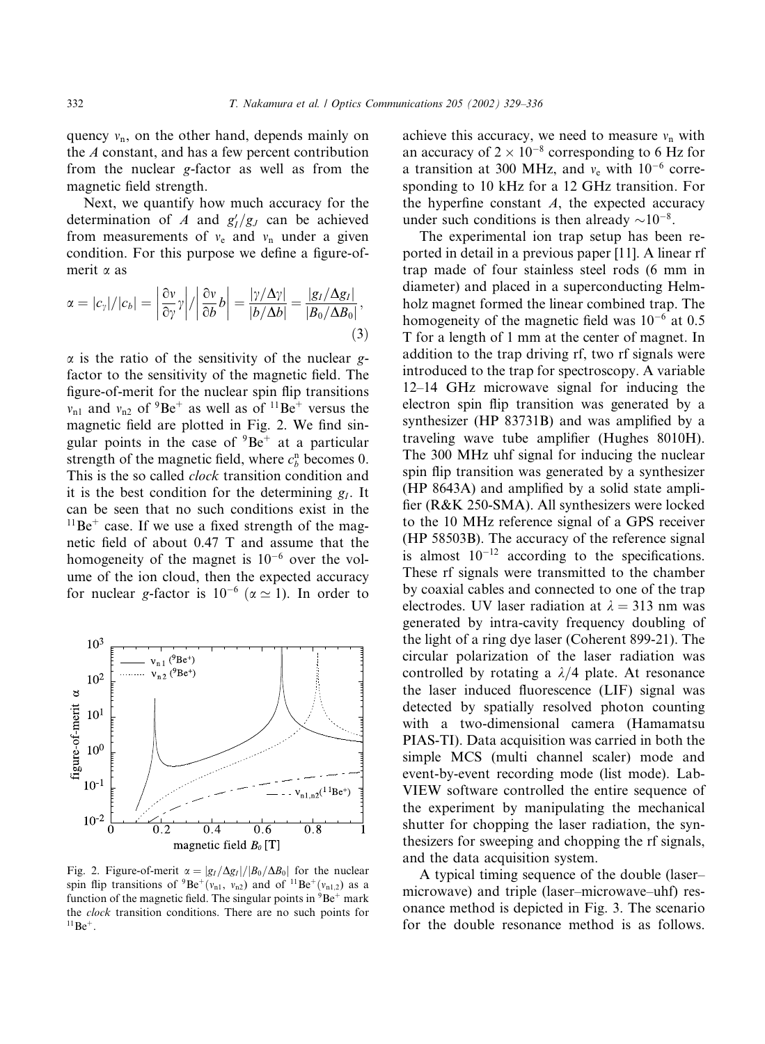quency $\nu_n$, on the other hand, depends mainly on the $A$ constant, and has a few percent contribution from the nuclear $g$-factor as well as from the magnetic field strength.

Next, we quantify how much accuracy for the determination of $A$ and $g_I'/g_J$ can be achieved from measurements of $\nu_e$ and $\nu_n$ under a given condition. For this purpose we define a figure-of-merit $\alpha$ as

$$\alpha = |c_\gamma|/|c_b| = \left|\frac{\partial \nu}{\partial \gamma}\gamma\right| \Big/ \left|\frac{\partial \nu}{\partial b}b\right| = \frac{|\gamma/\Delta\gamma|}{|b/\Delta b|} = \frac{|g_I/\Delta g_I|}{|B_0/\Delta B_0|}, \tag{3}$$

$\alpha$ is the ratio of the sensitivity of the nuclear $g$-factor to the sensitivity of the magnetic field. The figure-of-merit for the nuclear spin flip transitions $\nu_{n1}$ and $\nu_{n2}$ of $^9Be^+$ as well as of $^{11}Be^+$ versus the magnetic field are plotted in Fig. 2. We find singular points in the case of $^9Be^+$ at a particular strength of the magnetic field, where $c_b^n$ becomes 0. This is the so called *clock* transition condition and it is the best condition for the determining $g_I$. It can be seen that no such conditions exist in the $^{11}Be^+$ case. If we use a fixed strength of the magnetic field of about 0.47 T and assume that the homogeneity of the magnet is $10^{-6}$ over the volume of the ion cloud, then the expected accuracy for nuclear $g$-factor is $10^{-6}$ ($\alpha \simeq 1$). In order to achieve this accuracy, we need to measure $\nu_n$ with an accuracy of $2 \times 10^{-8}$ corresponding to 6 Hz for a transition at 300 MHz, and $\nu_e$ with $10^{-6}$ corresponding to 10 kHz for a 12 GHz transition. For the hyperfine constant $A$, the expected accuracy under such conditions is then already $\sim 10^{-8}$.

Fig. 2. Figure-of-merit $\alpha = |g_I/\Delta g_I|/|B_0/\Delta B_0|$ for the nuclear spin flip transitions of $^9Be^+(\nu_{n1}, \nu_{n2})$ and of $^{11}Be^+(\nu_{n1,2})$ as a function of the magnetic field. The singular points in $^9Be^+$ mark the *clock* transition conditions. There are no such points for $^{11}Be^+$.

The experimental ion trap setup has been reported in detail in a previous paper [11]. A linear rf trap made of four stainless steel rods (6 mm in diameter) and placed in a superconducting Helmholz magnet formed the linear combined trap. The homogeneity of the magnetic field was $10^{-6}$ at 0.5 T for a length of 1 mm at the center of magnet. In addition to the trap driving rf, two rf signals were introduced to the trap for spectroscopy. A variable 12–14 GHz microwave signal for inducing the electron spin flip transition was generated by a synthesizer (HP 83731B) and was amplified by a traveling wave tube amplifier (Hughes 8010H). The 300 MHz uhf signal for inducing the nuclear spin flip transition was generated by a synthesizer (HP 8643A) and amplified by a solid state amplifier (R&K 250-SMA). All synthesizers were locked to the 10 MHz reference signal of a GPS receiver (HP 58503B). The accuracy of the reference signal is almost $10^{-12}$ according to the specifications. These rf signals were transmitted to the chamber by coaxial cables and connected to one of the trap electrodes. UV laser radiation at $\lambda = 313$ nm was generated by intra-cavity frequency doubling of the light of a ring dye laser (Coherent 899-21). The circular polarization of the laser radiation was controlled by rotating a $\lambda/4$ plate. At resonance the laser induced fluorescence (LIF) signal was detected by spatially resolved photon counting with a two-dimensional camera (Hamamatsu PIAS-TI). Data acquisition was carried in both the simple MCS (multi channel scaler) mode and event-by-event recording mode (list mode). LabVIEW software controlled the entire sequence of the experiment by manipulating the mechanical shutter for chopping the laser radiation, the synthesizers for sweeping and chopping the rf signals, and the data acquisition system.

A typical timing sequence of the double (laser–microwave) and triple (laser–microwave–uhf) resonance method is depicted in Fig. 3. The scenario for the double resonance method is as follows.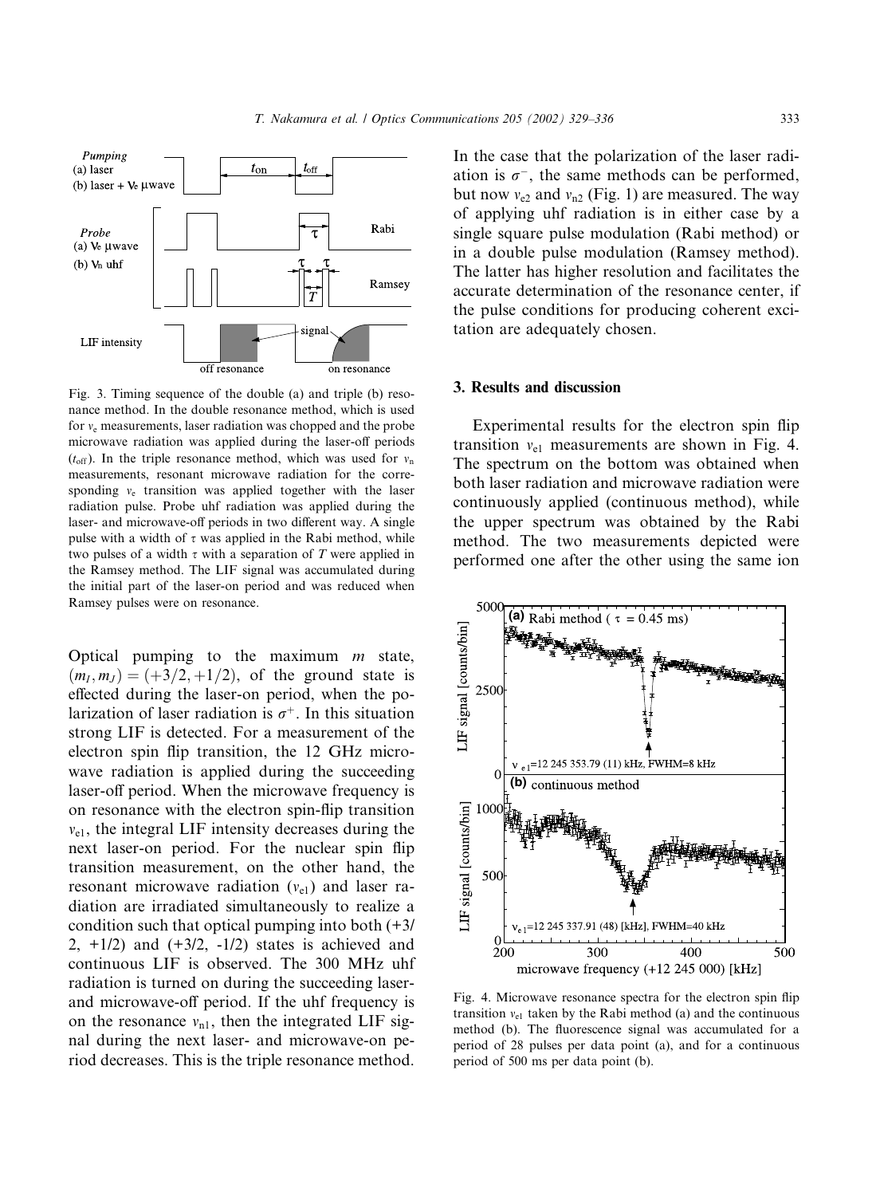Fig. 3. Timing sequence of the double (a) and triple (b) resonance method. In the double resonance method, which is used for $\nu_e$ measurements, laser radiation was chopped and the probe microwave radiation was applied during the laser-off periods ($t_{off}$). In the triple resonance method, which was used for $\nu_n$ measurements, resonant microwave radiation for the corresponding $\nu_e$ transition was applied together with the laser radiation pulse. Probe uhf radiation was applied during the laser- and microwave-off periods in two different way. A single pulse with a width of $\tau$ was applied in the Rabi method, while two pulses of a width $\tau$ with a separation of $T$ were applied in the Ramsey method. The LIF signal was accumulated during the initial part of the laser-on period and was reduced when Ramsey pulses were on resonance.

Optical pumping to the maximum $m$ state, $(m_I, m_J) = (+3/2, +1/2)$, of the ground state is effected during the laser-on period, when the polarization of laser radiation is $\sigma^+$. In this situation strong LIF is detected. For a measurement of the electron spin flip transition, the 12 GHz microwave radiation is applied during the succeeding laser-off period. When the microwave frequency is on resonance with the electron spin-flip transition $\nu_{e1}$, the integral LIF intensity decreases during the next laser-on period. For the nuclear spin flip transition measurement, on the other hand, the resonant microwave radiation ($\nu_{e1}$) and laser radiation are irradiated simultaneously to realize a condition such that optical pumping into both (+3/2, +1/2) and (+3/2, -1/2) states is achieved and continuous LIF is observed. The 300 MHz uhf radiation is turned on during the succeeding laser- and microwave-off period. If the uhf frequency is on the resonance $\nu_{n1}$, then the integrated LIF signal during the next laser- and microwave-on period decreases. This is the triple resonance method.

In the case that the polarization of the laser radiation is $\sigma^-$, the same methods can be performed, but now $\nu_{e2}$ and $\nu_{n2}$ (Fig. 1) are measured. The way of applying uhf radiation is in either case by a single square pulse modulation (Rabi method) or in a double pulse modulation (Ramsey method). The latter has higher resolution and facilitates the accurate determination of the resonance center, if the pulse conditions for producing coherent excitation are adequately chosen.

## 3. Results and discussion

Experimental results for the electron spin flip transition $\nu_{e1}$ measurements are shown in Fig. 4. The spectrum on the bottom was obtained when both laser radiation and microwave radiation were continuously applied (continuous method), while the upper spectrum was obtained by the Rabi method. The two measurements depicted were performed one after the other using the same ion

Fig. 4. Microwave resonance spectra for the electron spin flip transition $\nu_{e1}$ taken by the Rabi method (a) and the continuous method (b). The fluorescence signal was accumulated for a period of 28 pulses per data point (a), and for a continuous period of 500 ms per data point (b).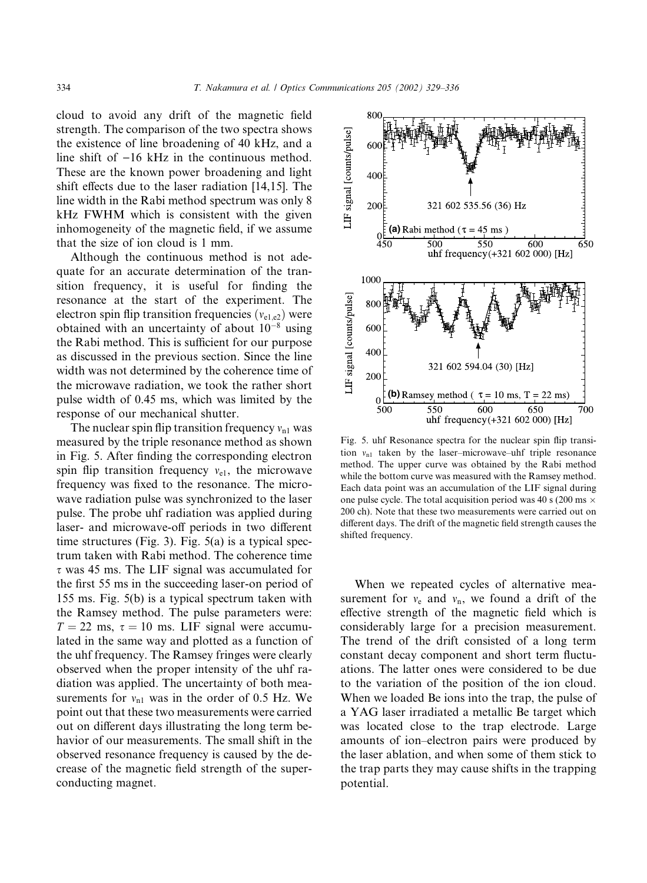cloud to avoid any drift of the magnetic field strength. The comparison of the two spectra shows the existence of line broadening of 40 kHz, and a line shift of −16 kHz in the continuous method. These are the known power broadening and light shift effects due to the laser radiation [14,15]. The line width in the Rabi method spectrum was only 8 kHz FWHM which is consistent with the given inhomogeneity of the magnetic field, if we assume that the size of ion cloud is 1 mm.

Although the continuous method is not adequate for an accurate determination of the transition frequency, it is useful for finding the resonance at the start of the experiment. The electron spin flip transition frequencies ($\nu_{e1,e2}$) were obtained with an uncertainty of about $10^{-8}$ using the Rabi method. This is sufficient for our purpose as discussed in the previous section. Since the line width was not determined by the coherence time of the microwave radiation, we took the rather short pulse width of 0.45 ms, which was limited by the response of our mechanical shutter.

The nuclear spin flip transition frequency $\nu_{n1}$ was measured by the triple resonance method as shown in Fig. 5. After finding the corresponding electron spin flip transition frequency $\nu_{e1}$, the microwave frequency was fixed to the resonance. The microwave radiation pulse was synchronized to the laser pulse. The probe uhf radiation was applied during laser- and microwave-off periods in two different time structures (Fig. 3). Fig. 5(a) is a typical spectrum taken with Rabi method. The coherence time $\tau$ was 45 ms. The LIF signal was accumulated for the first 55 ms in the succeeding laser-on period of 155 ms. Fig. 5(b) is a typical spectrum taken with the Ramsey method. The pulse parameters were: $T = 22$ ms, $\tau = 10$ ms. LIF signal were accumulated in the same way and plotted as a function of the uhf frequency. The Ramsey fringes were clearly observed when the proper intensity of the uhf radiation was applied. The uncertainty of both measurements for $\nu_{n1}$ was in the order of 0.5 Hz. We point out that these two measurements were carried out on different days illustrating the long term behavior of our measurements. The small shift in the observed resonance frequency is caused by the decrease of the magnetic field strength of the superconducting magnet.

Fig. 5. uhf Resonance spectra for the nuclear spin flip transition $\nu_{n1}$ taken by the laser–microwave–uhf triple resonance method. The upper curve was obtained by the Rabi method while the bottom curve was measured with the Ramsey method. Each data point was an accumulation of the LIF signal during one pulse cycle. The total acquisition period was 40 s (200 ms × 200 ch). Note that these two measurements were carried out on different days. The drift of the magnetic field strength causes the shifted frequency.

When we repeated cycles of alternative measurement for $\nu_e$ and $\nu_n$, we found a drift of the effective strength of the magnetic field which is considerably large for a precision measurement. The trend of the drift consisted of a long term constant decay component and short term fluctuations. The latter ones were considered to be due to the variation of the position of the ion cloud. When we loaded Be ions into the trap, the pulse of a YAG laser irradiated a metallic Be target which was located close to the trap electrode. Large amounts of ion–electron pairs were produced by the laser ablation, and when some of them stick to the trap parts they may cause shifts in the trapping potential.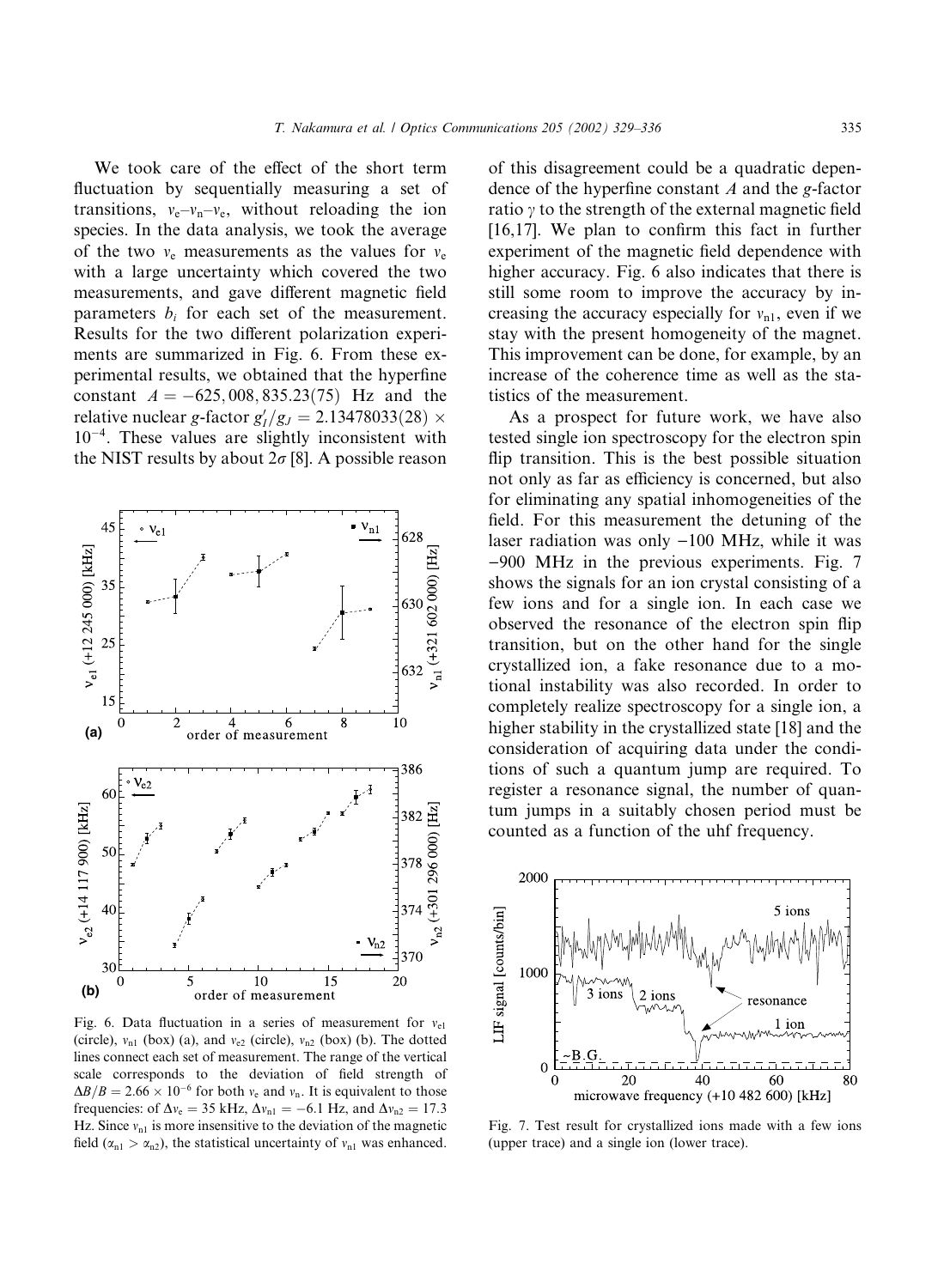We took care of the effect of the short term fluctuation by sequentially measuring a set of transitions, $\nu_e$–$\nu_n$–$\nu_e$, without reloading the ion species. In the data analysis, we took the average of the two $\nu_e$ measurements as the values for $\nu_e$ with a large uncertainty which covered the two measurements, and gave different magnetic field parameters $b_i$ for each set of the measurement. Results for the two different polarization experiments are summarized in Fig. 6. From these experimental results, we obtained that the hyperfine constant $A = -625,008,835.23(75)$ Hz and the relative nuclear $g$-factor $g_I'/g_J = 2.13478033(28) \times 10^{-4}$. These values are slightly inconsistent with the NIST results by about $2\sigma$ [8]. A possible reason of this disagreement could be a quadratic dependence of the hyperfine constant $A$ and the $g$-factor ratio $\gamma$ to the strength of the external magnetic field [16,17]. We plan to confirm this fact in further experiment of the magnetic field dependence with higher accuracy. Fig. 6 also indicates that there is still some room to improve the accuracy by increasing the accuracy especially for $\nu_{n1}$, even if we stay with the present homogeneity of the magnet. This improvement can be done, for example, by an increase of the coherence time as well as the statistics of the measurement.

Fig. 6. Data fluctuation in a series of measurement for $\nu_{e1}$ (circle), $\nu_{n1}$ (box) (a), and $\nu_{e2}$ (circle), $\nu_{n2}$ (box) (b). The dotted lines connect each set of measurement. The range of the vertical scale corresponds to the deviation of field strength of $\Delta B/B = 2.66 \times 10^{-6}$ for both $\nu_e$ and $\nu_n$. It is equivalent to those frequencies: of $\Delta\nu_e = 35$ kHz, $\Delta\nu_{n1} = -6.1$ Hz, and $\Delta\nu_{n2} = 17.3$ Hz. Since $\nu_{n1}$ is more insensitive to the deviation of the magnetic field ($\alpha_{n1} > \alpha_{n2}$), the statistical uncertainty of $\nu_{n1}$ was enhanced.

As a prospect for future work, we have also tested single ion spectroscopy for the electron spin flip transition. This is the best possible situation not only as far as efficiency is concerned, but also for eliminating any spatial inhomogeneities of the field. For this measurement the detuning of the laser radiation was only $-100$ MHz, while it was $-900$ MHz in the previous experiments. Fig. 7 shows the signals for an ion crystal consisting of a few ions and for a single ion. In each case we observed the resonance of the electron spin flip transition, but on the other hand for the single crystallized ion, a fake resonance due to a motional instability was also recorded. In order to completely realize spectroscopy for a single ion, a higher stability in the crystallized state [18] and the consideration of acquiring data under the conditions of such a quantum jump are required. To register a resonance signal, the number of quantum jumps in a suitably chosen period must be counted as a function of the uhf frequency.

Fig. 7. Test result for crystallized ions made with a few ions (upper trace) and a single ion (lower trace).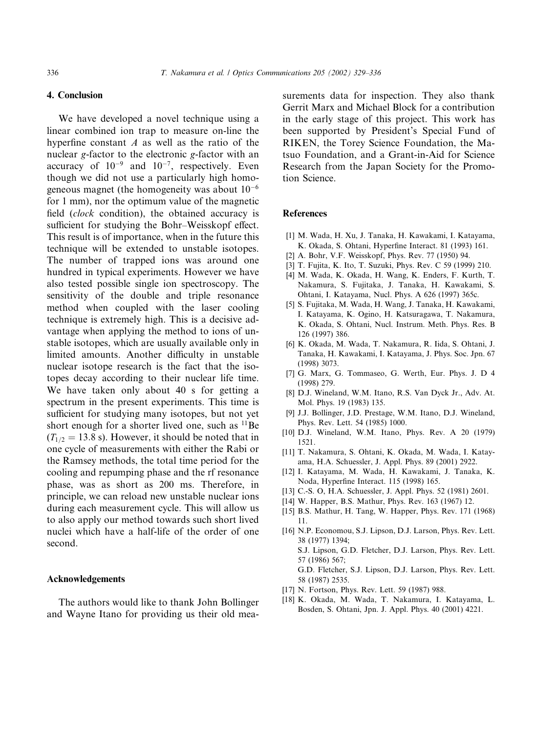## 4. Conclusion

We have developed a novel technique using a linear combined ion trap to measure on-line the hyperfine constant $A$ as well as the ratio of the nuclear $g$-factor to the electronic $g$-factor with an accuracy of $10^{-9}$ and $10^{-7}$, respectively. Even though we did not use a particularly high homogeneous magnet (the homogeneity was about $10^{-6}$ for 1 mm), nor the optimum value of the magnetic field (*clock* condition), the obtained accuracy is sufficient for studying the Bohr–Weisskopf effect. This result is of importance, when in the future this technique will be extended to unstable isotopes. The number of trapped ions was around one hundred in typical experiments. However we have also tested possible single ion spectroscopy. The sensitivity of the double and triple resonance method when coupled with the laser cooling technique is extremely high. This is a decisive advantage when applying the method to ions of unstable isotopes, which are usually available only in limited amounts. Another difficulty in unstable nuclear isotope research is the fact that the isotopes decay according to their nuclear life time. We have taken only about 40 s for getting a spectrum in the present experiments. This time is sufficient for studying many isotopes, but not yet short enough for a shorter lived one, such as $^{11}$Be ($T_{1/2} = 13.8$ s). However, it should be noted that in one cycle of measurements with either the Rabi or the Ramsey methods, the total time period for the cooling and repumping phase and the rf resonance phase, was as short as 200 ms. Therefore, in principle, we can reload new unstable nuclear ions during each measurement cycle. This will allow us to also apply our method towards such short lived nuclei which have a half-life of the order of one second.

## Acknowledgements

The authors would like to thank John Bollinger and Wayne Itano for providing us their old measurements data for inspection. They also thank Gerrit Marx and Michael Block for a contribution in the early stage of this project. This work has been supported by President's Special Fund of RIKEN, the Torey Science Foundation, the Matsuo Foundation, and a Grant-in-Aid for Science Research from the Japan Society for the Promotion Science.

## References

[1] M. Wada, H. Xu, J. Tanaka, H. Kawakami, I. Katayama, K. Okada, S. Ohtani, Hyperfine Interact. 81 (1993) 161.

[2] A. Bohr, V.F. Weisskopf, Phys. Rev. 77 (1950) 94.

[3] T. Fujita, K. Ito, T. Suzuki, Phys. Rev. C 59 (1999) 210.

[4] M. Wada, K. Okada, H. Wang, K. Enders, F. Kurth, T. Nakamura, S. Fujitaka, J. Tanaka, H. Kawakami, S. Ohtani, I. Katayama, Nucl. Phys. A 626 (1997) 365c.

[5] S. Fujitaka, M. Wada, H. Wang, J. Tanaka, H. Kawakami, I. Katayama, K. Ogino, H. Katsuragawa, T. Nakamura, K. Okada, S. Ohtani, Nucl. Instrum. Meth. Phys. Res. B 126 (1997) 386.

[6] K. Okada, M. Wada, T. Nakamura, R. Iida, S. Ohtani, J. Tanaka, H. Kawakami, I. Katayama, J. Phys. Soc. Jpn. 67 (1998) 3073.

[7] G. Marx, G. Tommaseo, G. Werth, Eur. Phys. J. D 4 (1998) 279.

[8] D.J. Wineland, W.M. Itano, R.S. Van Dyck Jr., Adv. At. Mol. Phys. 19 (1983) 135.

[9] J.J. Bollinger, J.D. Prestage, W.M. Itano, D.J. Wineland, Phys. Rev. Lett. 54 (1985) 1000.

[10] D.J. Wineland, W.M. Itano, Phys. Rev. A 20 (1979) 1521.

[11] T. Nakamura, S. Ohtani, K. Okada, M. Wada, I. Katayama, H.A. Schuessler, J. Appl. Phys. 89 (2001) 2922.

[12] I. Katayama, M. Wada, H. Kawakami, J. Tanaka, K. Noda, Hyperfine Interact. 115 (1998) 165.

[13] C.-S. O, H.A. Schuessler, J. Appl. Phys. 52 (1981) 2601.

[14] W. Happer, B.S. Mathur, Phys. Rev. 163 (1967) 12.

[15] B.S. Mathur, H. Tang, W. Happer, Phys. Rev. 171 (1968) 11.

[16] N.P. Economou, S.J. Lipson, D.J. Larson, Phys. Rev. Lett. 38 (1977) 1394;
S.J. Lipson, G.D. Fletcher, D.J. Larson, Phys. Rev. Lett. 57 (1986) 567;
G.D. Fletcher, S.J. Lipson, D.J. Larson, Phys. Rev. Lett. 58 (1987) 2535.

[17] N. Fortson, Phys. Rev. Lett. 59 (1987) 988.

[18] K. Okada, M. Wada, T. Nakamura, I. Katayama, L. Bosden, S. Ohtani, Jpn. J. Appl. Phys. 40 (2001) 4221.